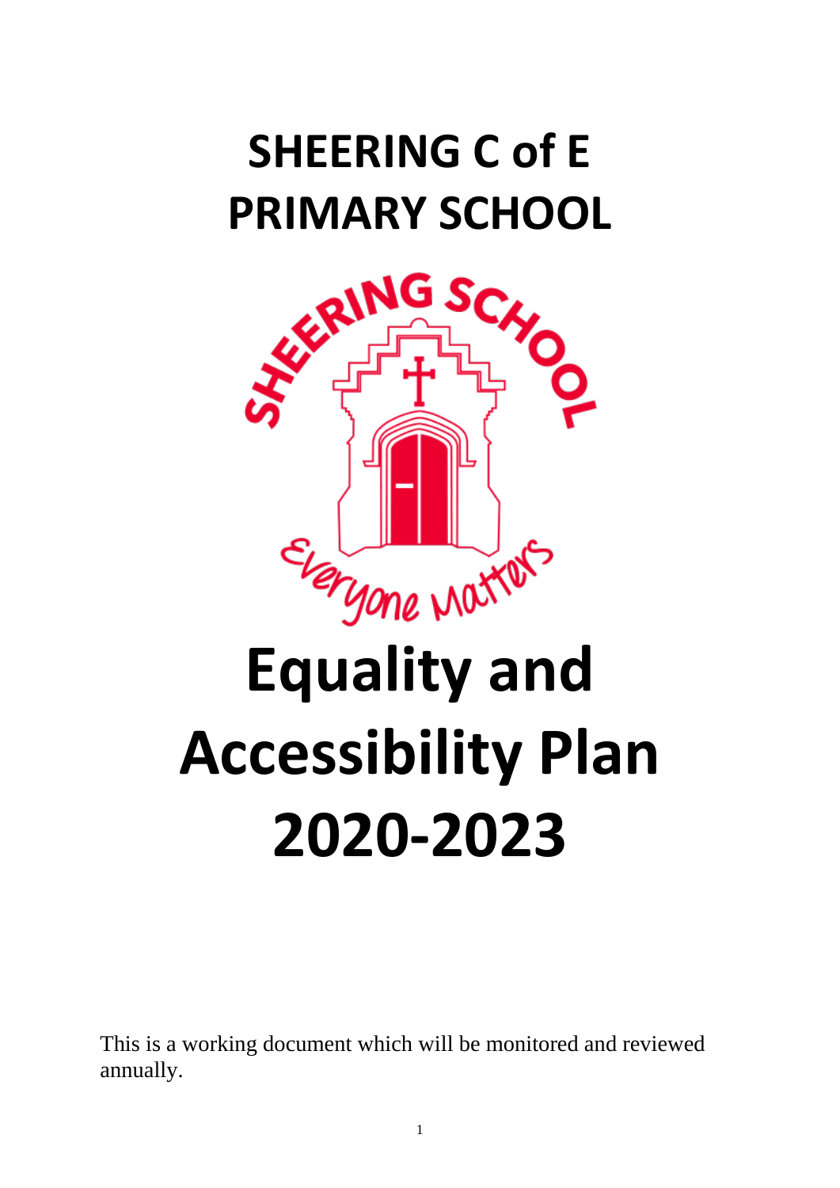# SHEERING C of E PRIMARY SCHOOL

# Equality and Accessibility Plan 2020-2023

This is a working document which will be monitored and reviewed annually.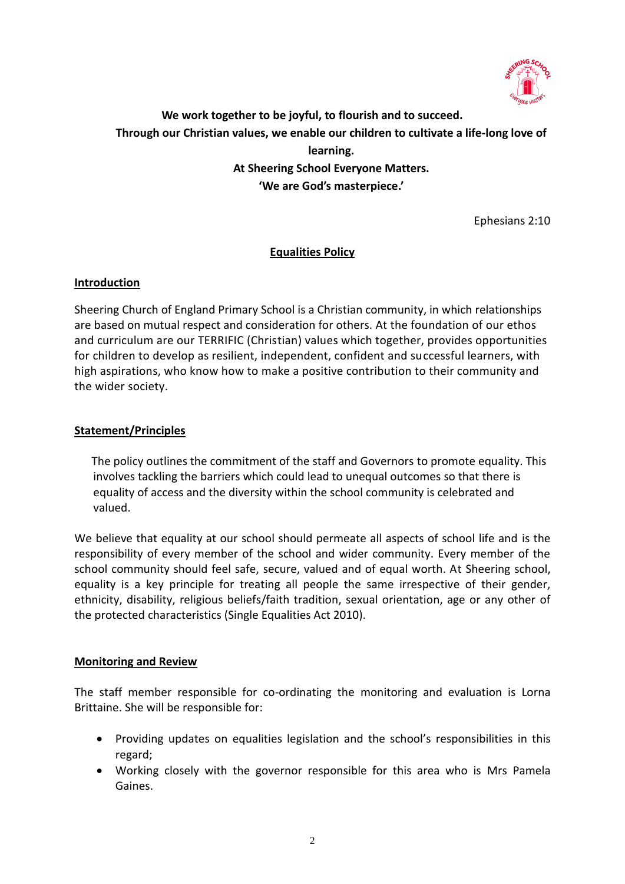**We work together to be joyful, to flourish and to succeed.**
**Through our Christian values, we enable our children to cultivate a life-long love of learning.**
**At Sheering School Everyone Matters.**
**'We are God's masterpiece.'**

Ephesians 2:10

# Equalities Policy

## Introduction

Sheering Church of England Primary School is a Christian community, in which relationships are based on mutual respect and consideration for others. At the foundation of our ethos and curriculum are our TERRIFIC (Christian) values which together, provides opportunities for children to develop as resilient, independent, confident and successful learners, with high aspirations, who know how to make a positive contribution to their community and the wider society.

## Statement/Principles

The policy outlines the commitment of the staff and Governors to promote equality. This involves tackling the barriers which could lead to unequal outcomes so that there is equality of access and the diversity within the school community is celebrated and valued.

We believe that equality at our school should permeate all aspects of school life and is the responsibility of every member of the school and wider community. Every member of the school community should feel safe, secure, valued and of equal worth. At Sheering school, equality is a key principle for treating all people the same irrespective of their gender, ethnicity, disability, religious beliefs/faith tradition, sexual orientation, age or any other of the protected characteristics (Single Equalities Act 2010).

## Monitoring and Review

The staff member responsible for co-ordinating the monitoring and evaluation is Lorna Brittaine. She will be responsible for:

- Providing updates on equalities legislation and the school's responsibilities in this regard;
- Working closely with the governor responsible for this area who is Mrs Pamela Gaines.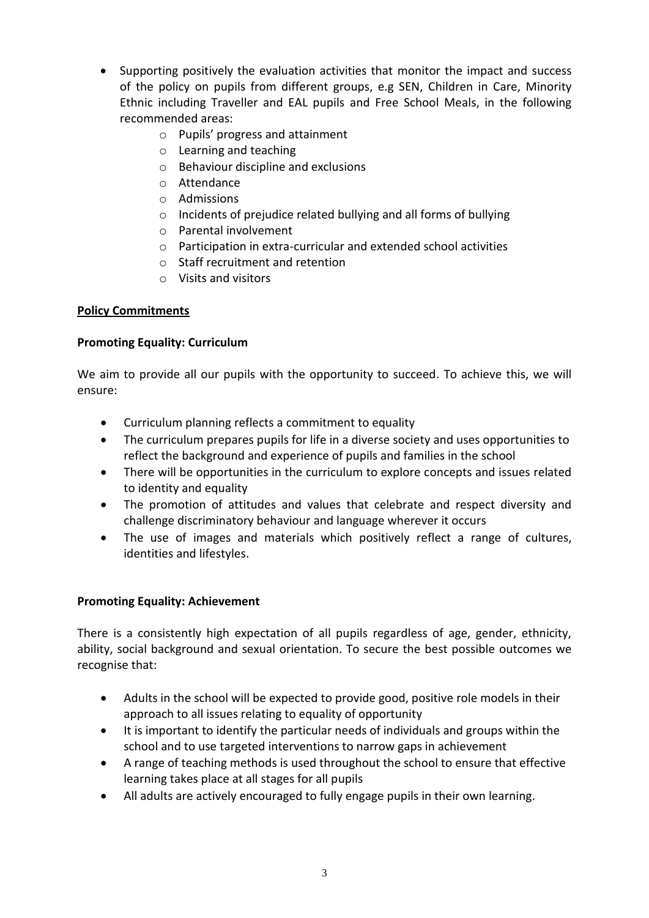- Supporting positively the evaluation activities that monitor the impact and success of the policy on pupils from different groups, e.g SEN, Children in Care, Minority Ethnic including Traveller and EAL pupils and Free School Meals, in the following recommended areas:
    - Pupils' progress and attainment
    - Learning and teaching
    - Behaviour discipline and exclusions
    - Attendance
    - Admissions
    - Incidents of prejudice related bullying and all forms of bullying
    - Parental involvement
    - Participation in extra-curricular and extended school activities
    - Staff recruitment and retention
    - Visits and visitors

## Policy Commitments

### Promoting Equality: Curriculum

We aim to provide all our pupils with the opportunity to succeed. To achieve this, we will ensure:

- Curriculum planning reflects a commitment to equality
- The curriculum prepares pupils for life in a diverse society and uses opportunities to reflect the background and experience of pupils and families in the school
- There will be opportunities in the curriculum to explore concepts and issues related to identity and equality
- The promotion of attitudes and values that celebrate and respect diversity and challenge discriminatory behaviour and language wherever it occurs
- The use of images and materials which positively reflect a range of cultures, identities and lifestyles.

### Promoting Equality: Achievement

There is a consistently high expectation of all pupils regardless of age, gender, ethnicity, ability, social background and sexual orientation. To secure the best possible outcomes we recognise that:

- Adults in the school will be expected to provide good, positive role models in their approach to all issues relating to equality of opportunity
- It is important to identify the particular needs of individuals and groups within the school and to use targeted interventions to narrow gaps in achievement
- A range of teaching methods is used throughout the school to ensure that effective learning takes place at all stages for all pupils
- All adults are actively encouraged to fully engage pupils in their own learning.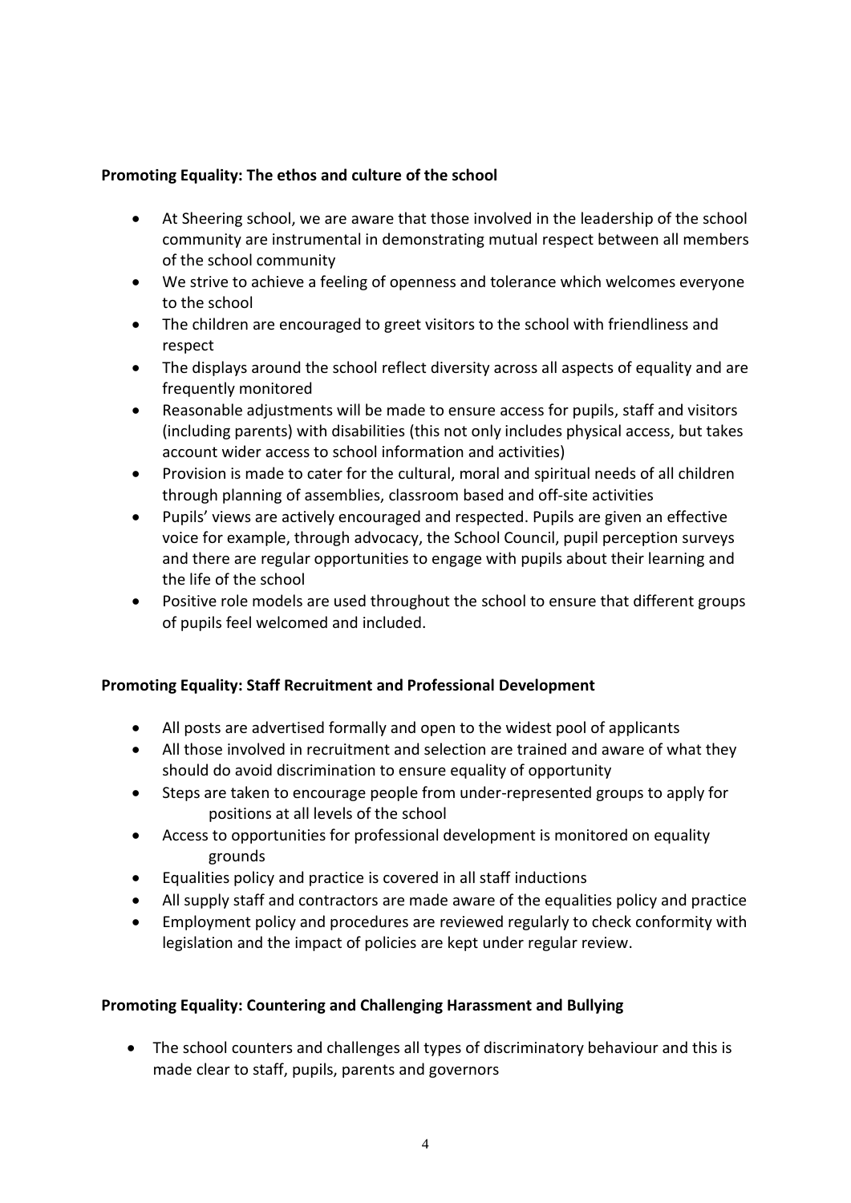**Promoting Equality: The ethos and culture of the school**

- At Sheering school, we are aware that those involved in the leadership of the school community are instrumental in demonstrating mutual respect between all members of the school community
- We strive to achieve a feeling of openness and tolerance which welcomes everyone to the school
- The children are encouraged to greet visitors to the school with friendliness and respect
- The displays around the school reflect diversity across all aspects of equality and are frequently monitored
- Reasonable adjustments will be made to ensure access for pupils, staff and visitors (including parents) with disabilities (this not only includes physical access, but takes account wider access to school information and activities)
- Provision is made to cater for the cultural, moral and spiritual needs of all children through planning of assemblies, classroom based and off-site activities
- Pupils' views are actively encouraged and respected. Pupils are given an effective voice for example, through advocacy, the School Council, pupil perception surveys and there are regular opportunities to engage with pupils about their learning and the life of the school
- Positive role models are used throughout the school to ensure that different groups of pupils feel welcomed and included.

**Promoting Equality: Staff Recruitment and Professional Development**

- All posts are advertised formally and open to the widest pool of applicants
- All those involved in recruitment and selection are trained and aware of what they should do avoid discrimination to ensure equality of opportunity
- Steps are taken to encourage people from under-represented groups to apply for positions at all levels of the school
- Access to opportunities for professional development is monitored on equality grounds
- Equalities policy and practice is covered in all staff inductions
- All supply staff and contractors are made aware of the equalities policy and practice
- Employment policy and procedures are reviewed regularly to check conformity with legislation and the impact of policies are kept under regular review.

**Promoting Equality: Countering and Challenging Harassment and Bullying**

- The school counters and challenges all types of discriminatory behaviour and this is made clear to staff, pupils, parents and governors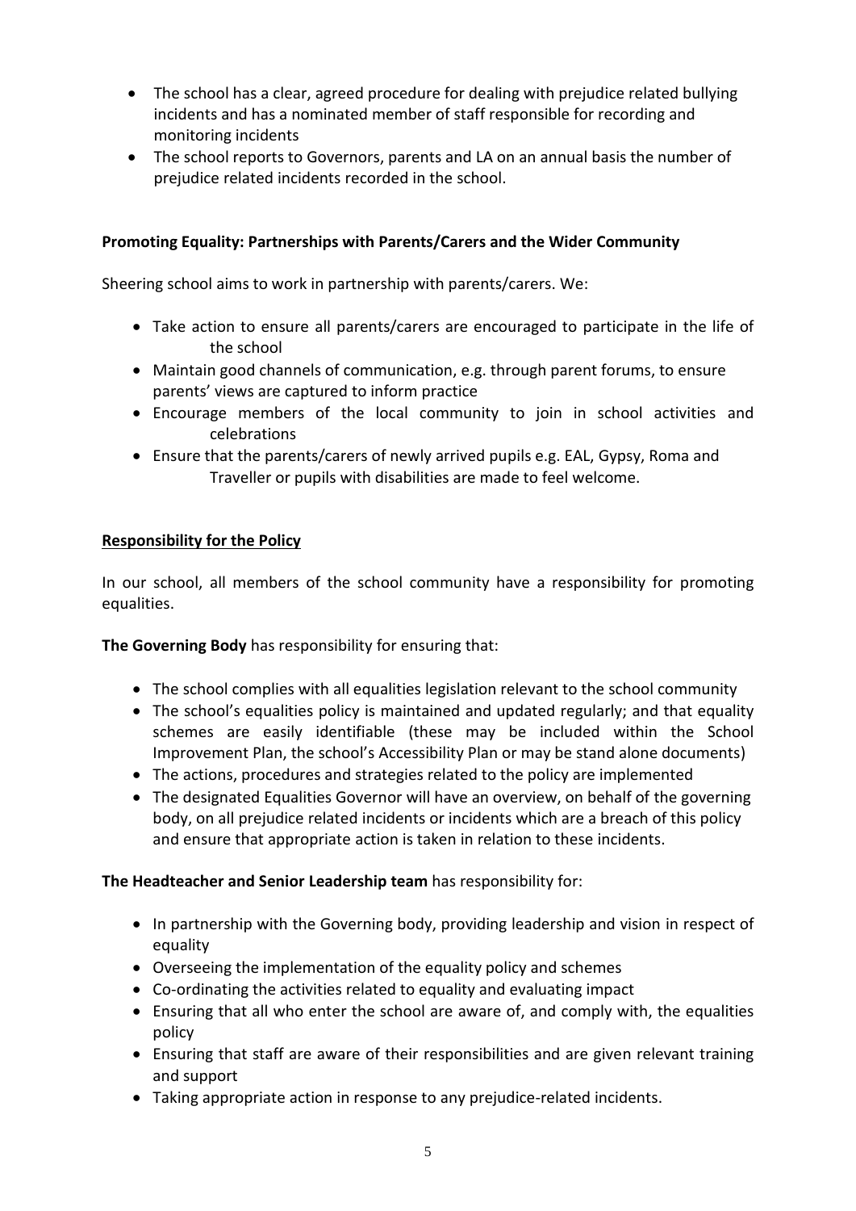- The school has a clear, agreed procedure for dealing with prejudice related bullying incidents and has a nominated member of staff responsible for recording and monitoring incidents
- The school reports to Governors, parents and LA on an annual basis the number of prejudice related incidents recorded in the school.

**Promoting Equality: Partnerships with Parents/Carers and the Wider Community**

Sheering school aims to work in partnership with parents/carers. We:

- Take action to ensure all parents/carers are encouraged to participate in the life of the school
- Maintain good channels of communication, e.g. through parent forums, to ensure parents' views are captured to inform practice
- Encourage members of the local community to join in school activities and celebrations
- Ensure that the parents/carers of newly arrived pupils e.g. EAL, Gypsy, Roma and Traveller or pupils with disabilities are made to feel welcome.

**<u>Responsibility for the Policy</u>**

In our school, all members of the school community have a responsibility for promoting equalities.

**The Governing Body** has responsibility for ensuring that:

- The school complies with all equalities legislation relevant to the school community
- The school's equalities policy is maintained and updated regularly; and that equality schemes are easily identifiable (these may be included within the School Improvement Plan, the school's Accessibility Plan or may be stand alone documents)
- The actions, procedures and strategies related to the policy are implemented
- The designated Equalities Governor will have an overview, on behalf of the governing body, on all prejudice related incidents or incidents which are a breach of this policy and ensure that appropriate action is taken in relation to these incidents.

**The Headteacher and Senior Leadership team** has responsibility for:

- In partnership with the Governing body, providing leadership and vision in respect of equality
- Overseeing the implementation of the equality policy and schemes
- Co-ordinating the activities related to equality and evaluating impact
- Ensuring that all who enter the school are aware of, and comply with, the equalities policy
- Ensuring that staff are aware of their responsibilities and are given relevant training and support
- Taking appropriate action in response to any prejudice-related incidents.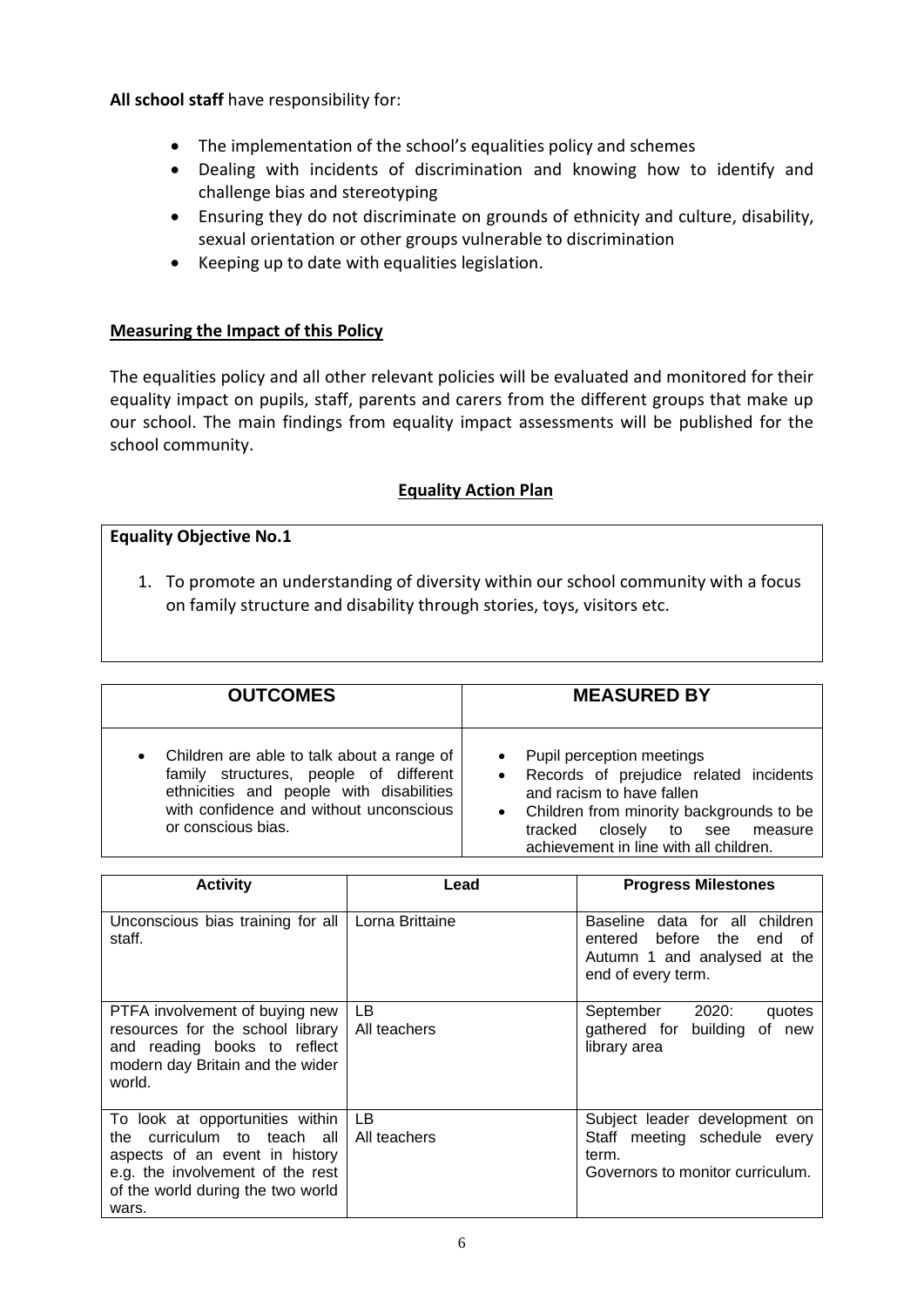**All school staff** have responsibility for:

- The implementation of the school's equalities policy and schemes
- Dealing with incidents of discrimination and knowing how to identify and challenge bias and stereotyping
- Ensuring they do not discriminate on grounds of ethnicity and culture, disability, sexual orientation or other groups vulnerable to discrimination
- Keeping up to date with equalities legislation.

## Measuring the Impact of this Policy

The equalities policy and all other relevant policies will be evaluated and monitored for their equality impact on pupils, staff, parents and carers from the different groups that make up our school. The main findings from equality impact assessments will be published for the school community.

## Equality Action Plan

**Equality Objective No.1**

1. To promote an understanding of diversity within our school community with a focus on family structure and disability through stories, toys, visitors etc.

| OUTCOMES | MEASURED BY |
|---|---|
| • Children are able to talk about a range of family structures, people of different ethnicities and people with disabilities with confidence and without unconscious or conscious bias. | • Pupil perception meetings<br>• Records of prejudice related incidents and racism to have fallen<br>• Children from minority backgrounds to be tracked closely to see measure achievement in line with all children. |

| Activity | Lead | Progress Milestones |
|---|---|---|
| Unconscious bias training for all staff. | Lorna Brittaine | Baseline data for all children entered before the end of Autumn 1 and analysed at the end of every term. |
| PTFA involvement of buying new resources for the school library and reading books to reflect modern day Britain and the wider world. | LB<br>All teachers | September 2020: quotes gathered for building of new library area |
| To look at opportunities within the curriculum to teach all aspects of an event in history e.g. the involvement of the rest of the world during the two world wars. | LB<br>All teachers | Subject leader development on Staff meeting schedule every term.<br>Governors to monitor curriculum. |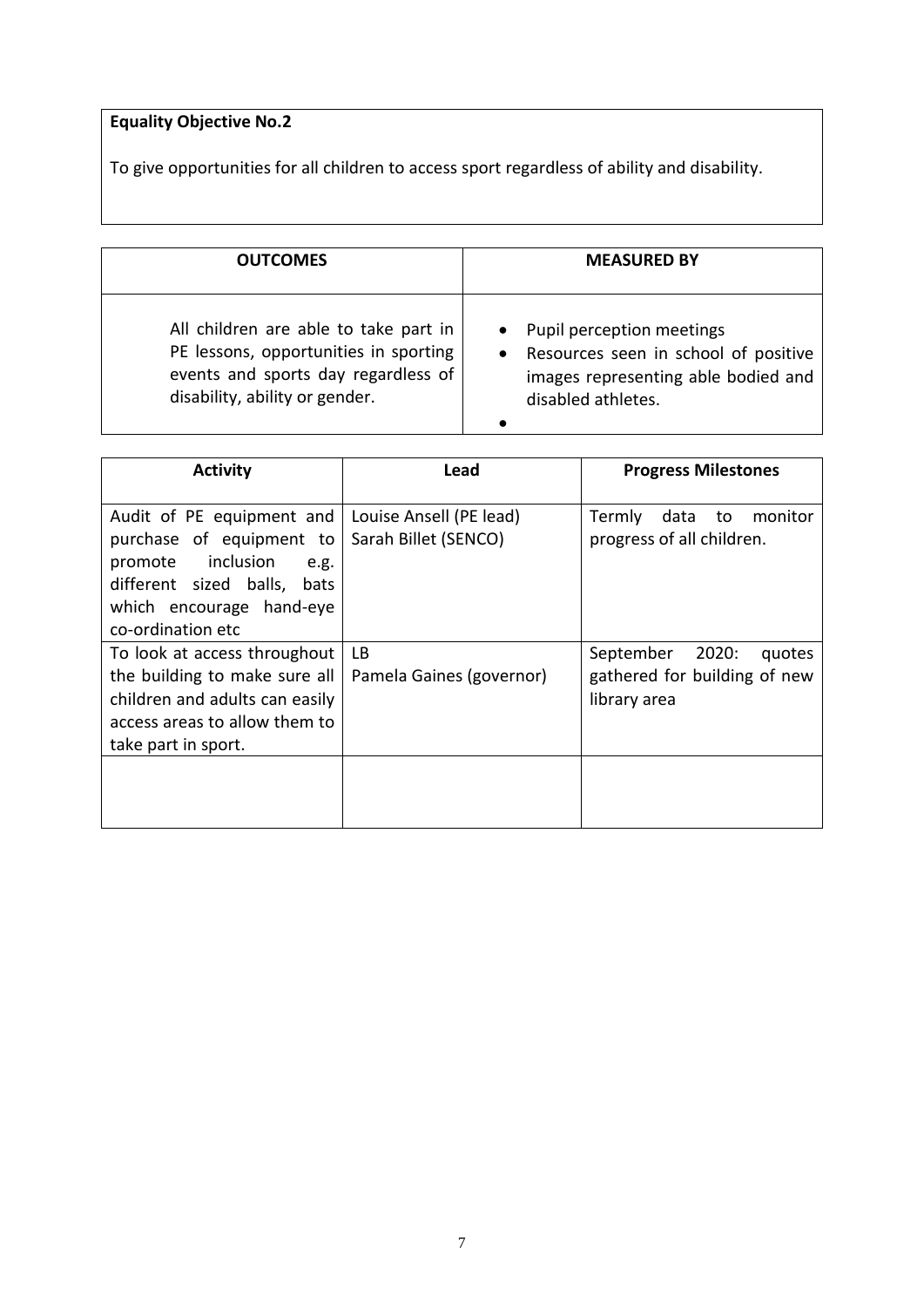| **Equality Objective No.2** |
| --- |
| To give opportunities for all children to access sport regardless of ability and disability. |

| **OUTCOMES** | **MEASURED BY** |
| --- | --- |
| All children are able to take part in PE lessons, opportunities in sporting events and sports day regardless of disability, ability or gender. | • Pupil perception meetings<br>• Resources seen in school of positive images representing able bodied and disabled athletes.<br>• |

| **Activity** | **Lead** | **Progress Milestones** |
| --- | --- | --- |
| Audit of PE equipment and purchase of equipment to promote inclusion e.g. different sized balls, bats which encourage hand-eye co-ordination etc | Louise Ansell (PE lead)<br>Sarah Billet (SENCO) | Termly data to monitor progress of all children. |
| To look at access throughout the building to make sure all children and adults can easily access areas to allow them to take part in sport. | LB<br>Pamela Gaines (governor) | September 2020: quotes gathered for building of new library area |
| | | |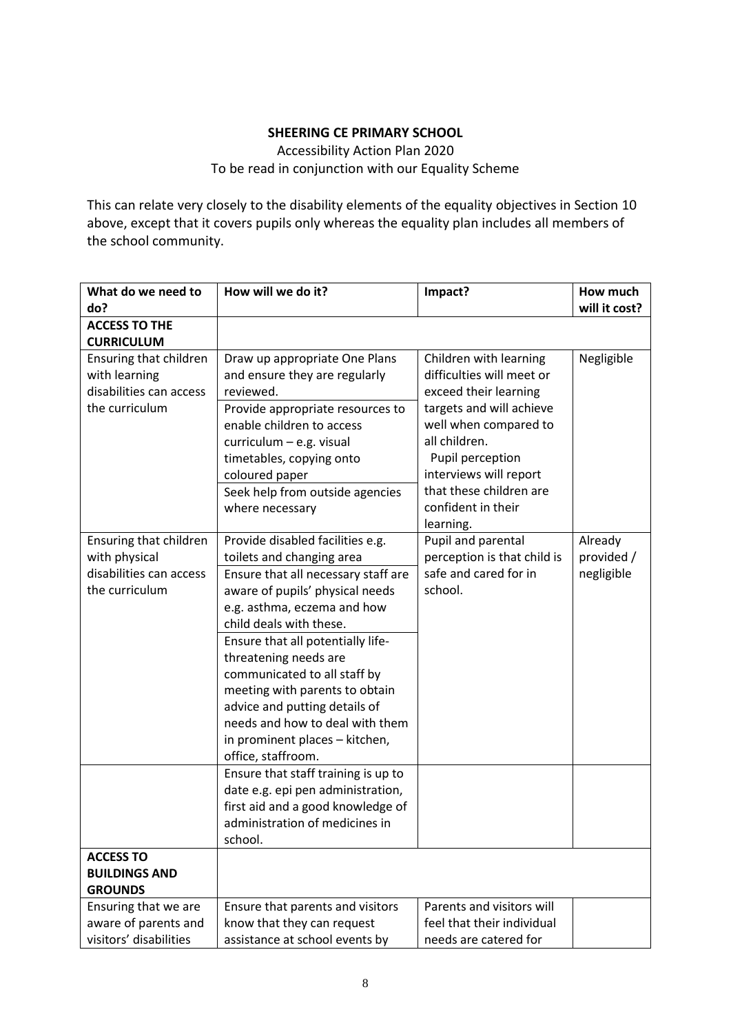**SHEERING CE PRIMARY SCHOOL**

Accessibility Action Plan 2020

To be read in conjunction with our Equality Scheme

This can relate very closely to the disability elements of the equality objectives in Section 10 above, except that it covers pupils only whereas the equality plan includes all members of the school community.

| What do we need to do? | How will we do it? | Impact? | How much will it cost? |
|---|---|---|---|
| **ACCESS TO THE CURRICULUM** | | | |
| Ensuring that children with learning disabilities can access the curriculum | Draw up appropriate One Plans and ensure they are regularly reviewed.<br>Provide appropriate resources to enable children to access curriculum – e.g. visual timetables, copying onto coloured paper<br>Seek help from outside agencies where necessary | Children with learning difficulties will meet or exceed their learning targets and will achieve well when compared to all children.<br>Pupil perception interviews will report that these children are confident in their learning. | Negligible |
| Ensuring that children with physical disabilities can access the curriculum | Provide disabled facilities e.g. toilets and changing area<br>Ensure that all necessary staff are aware of pupils' physical needs e.g. asthma, eczema and how child deals with these.<br>Ensure that all potentially life-threatening needs are communicated to all staff by meeting with parents to obtain advice and putting details of needs and how to deal with them in prominent places – kitchen, office, staffroom. | Pupil and parental perception is that child is safe and cared for in school. | Already provided / negligible |
| | Ensure that staff training is up to date e.g. epi pen administration, first aid and a good knowledge of administration of medicines in school. | | |
| **ACCESS TO BUILDINGS AND GROUNDS** | | | |
| Ensuring that we are aware of parents and visitors' disabilities | Ensure that parents and visitors know that they can request assistance at school events by | Parents and visitors will feel that their individual needs are catered for | |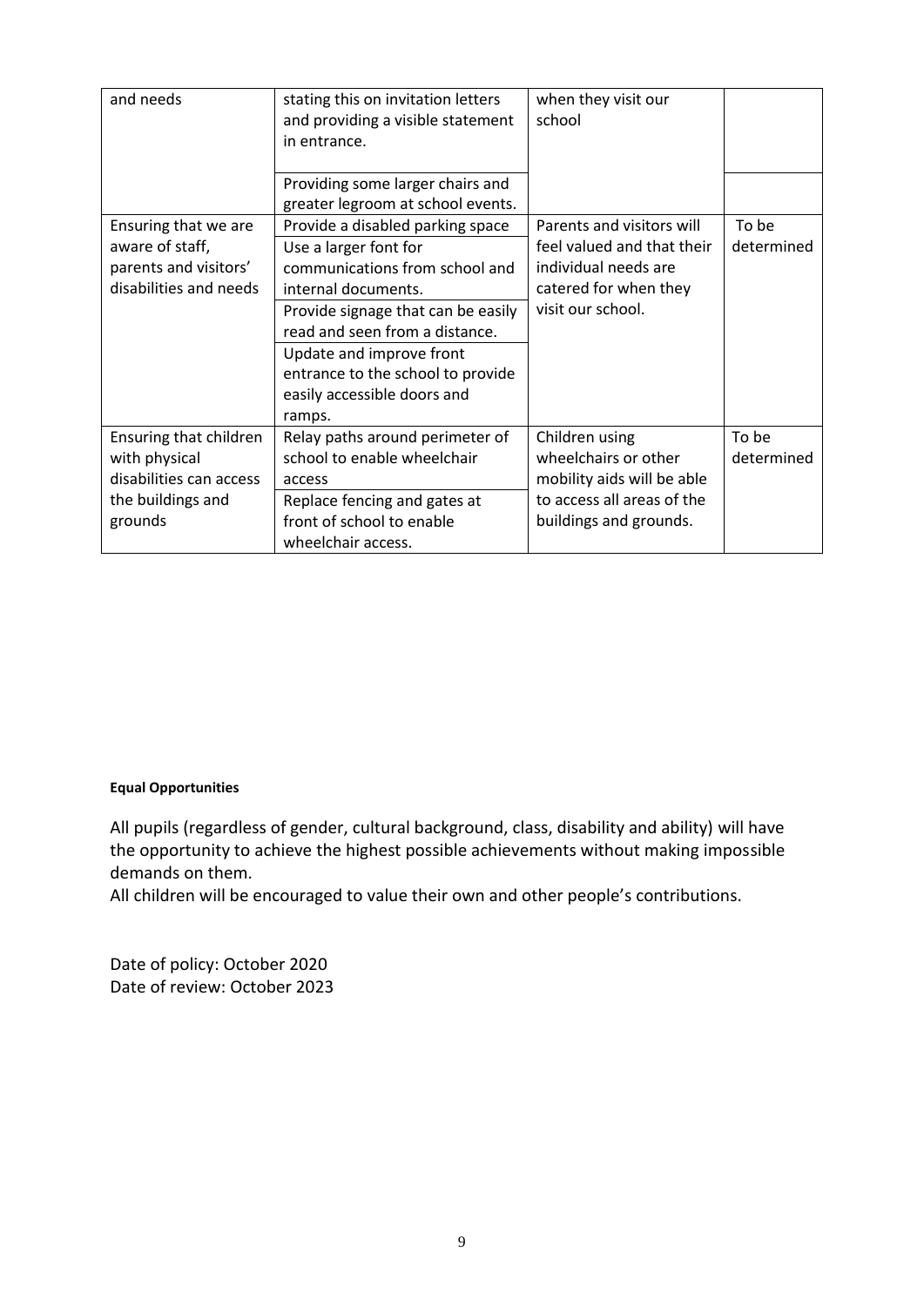| | | | |
|---|---|---|---|
| and needs | stating this on invitation letters and providing a visible statement in entrance. | when they visit our school | |
| | Providing some larger chairs and greater legroom at school events. | | |
| Ensuring that we are aware of staff, parents and visitors' disabilities and needs | Provide a disabled parking space | Parents and visitors will feel valued and that their individual needs are catered for when they visit our school. | To be determined |
| | Use a larger font for communications from school and internal documents. | | |
| | Provide signage that can be easily read and seen from a distance. | | |
| | Update and improve front entrance to the school to provide easily accessible doors and ramps. | | |
| Ensuring that children with physical disabilities can access the buildings and grounds | Relay paths around perimeter of school to enable wheelchair access | Children using wheelchairs or other mobility aids will be able to access all areas of the buildings and grounds. | To be determined |
| | Replace fencing and gates at front of school to enable wheelchair access. | | |

**Equal Opportunities**

All pupils (regardless of gender, cultural background, class, disability and ability) will have the opportunity to achieve the highest possible achievements without making impossible demands on them.

All children will be encouraged to value their own and other people's contributions.

Date of policy: October 2020
Date of review: October 2023